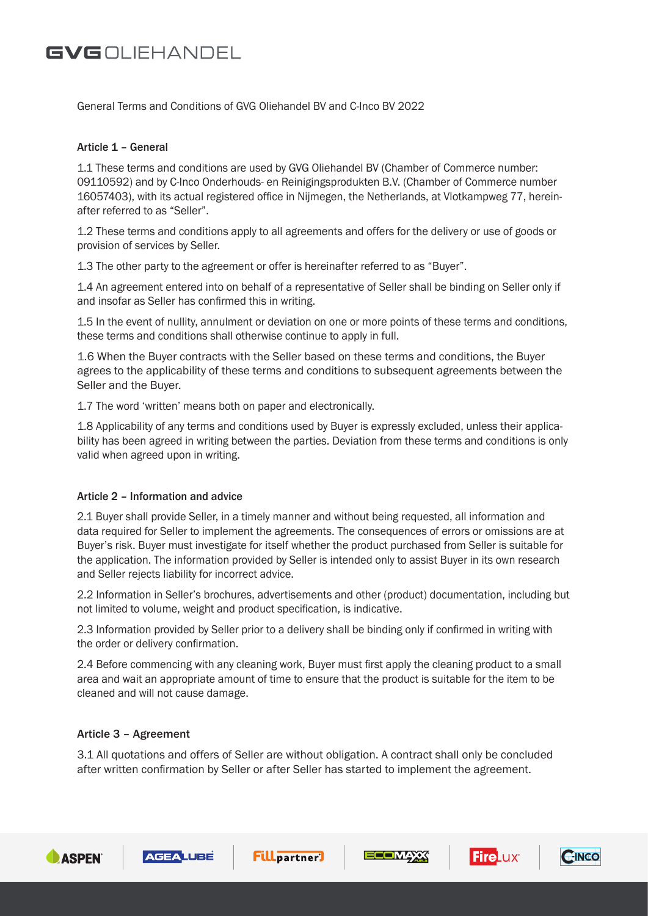General Terms and Conditions of GVG Oliehandel BV and C-Inco BV 2022

## Article 1 – General

1.1 These terms and conditions are used by GVG Oliehandel BV (Chamber of Commerce number: 09110592) and by C-Inco Onderhouds- en Reinigingsprodukten B.V. (Chamber of Commerce number 16057403), with its actual registered office in Nijmegen, the Netherlands, at Vlotkampweg 77, hereinafter referred to as "Seller".

1.2 These terms and conditions apply to all agreements and offers for the delivery or use of goods or provision of services by Seller.

1.3 The other party to the agreement or offer is hereinafter referred to as "Buyer".

1.4 An agreement entered into on behalf of a representative of Seller shall be binding on Seller only if and insofar as Seller has confirmed this in writing.

1.5 In the event of nullity, annulment or deviation on one or more points of these terms and conditions, these terms and conditions shall otherwise continue to apply in full.

1.6 When the Buyer contracts with the Seller based on these terms and conditions, the Buyer agrees to the applicability of these terms and conditions to subsequent agreements between the Seller and the Buyer.

1.7 The word 'written' means both on paper and electronically.

1.8 Applicability of any terms and conditions used by Buyer is expressly excluded, unless their applicability has been agreed in writing between the parties. Deviation from these terms and conditions is only valid when agreed upon in writing.

## Article 2 – Information and advice

2.1 Buyer shall provide Seller, in a timely manner and without being requested, all information and data required for Seller to implement the agreements. The consequences of errors or omissions are at Buyer's risk. Buyer must investigate for itself whether the product purchased from Seller is suitable for the application. The information provided by Seller is intended only to assist Buyer in its own research and Seller rejects liability for incorrect advice.

2.2 Information in Seller's brochures, advertisements and other (product) documentation, including but not limited to volume, weight and product specification, is indicative.

2.3 Information provided by Seller prior to a delivery shall be binding only if confirmed in writing with the order or delivery confirmation.

2.4 Before commencing with any cleaning work, Buyer must first apply the cleaning product to a small area and wait an appropriate amount of time to ensure that the product is suitable for the item to be cleaned and will not cause damage.

## Article 3 – Agreement

3.1 All quotations and offers of Seller are without obligation. A contract shall only be concluded after written confirmation by Seller or after Seller has started to implement the agreement.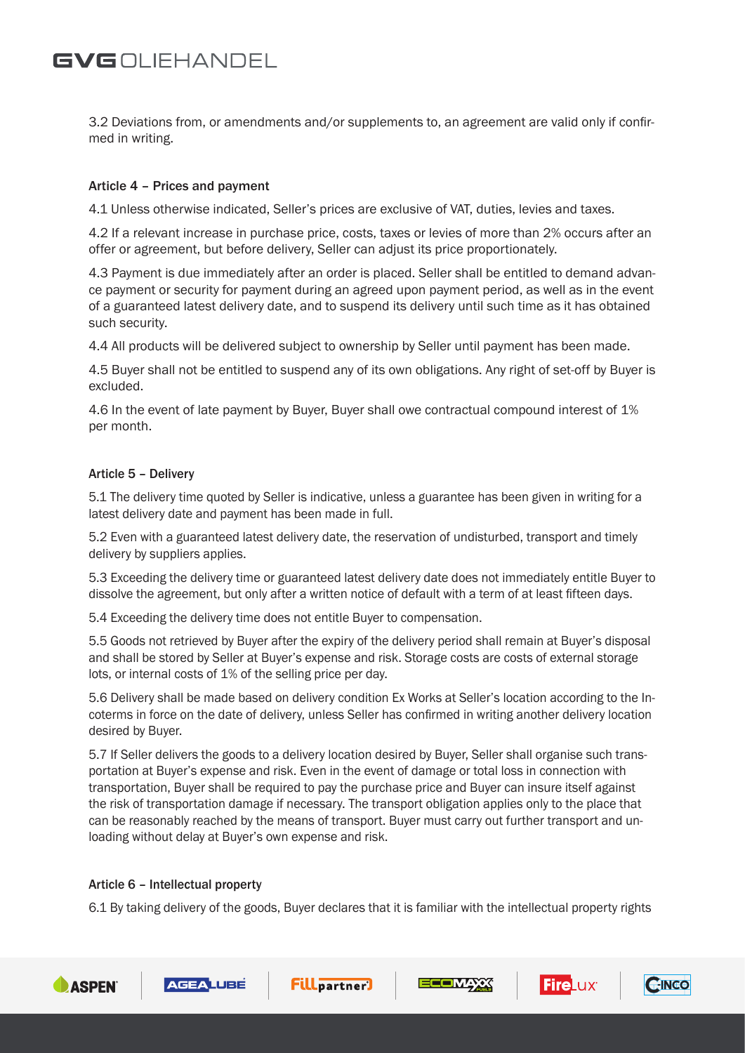3.2 Deviations from, or amendments and/or supplements to, an agreement are valid only if confirmed in writing.

### Article 4 – Prices and payment

4.1 Unless otherwise indicated, Seller's prices are exclusive of VAT, duties, levies and taxes.

4.2 If a relevant increase in purchase price, costs, taxes or levies of more than 2% occurs after an offer or agreement, but before delivery, Seller can adjust its price proportionately.

4.3 Payment is due immediately after an order is placed. Seller shall be entitled to demand advance payment or security for payment during an agreed upon payment period, as well as in the event of a guaranteed latest delivery date, and to suspend its delivery until such time as it has obtained such security.

4.4 All products will be delivered subject to ownership by Seller until payment has been made.

4.5 Buyer shall not be entitled to suspend any of its own obligations. Any right of set-off by Buyer is excluded.

4.6 In the event of late payment by Buyer, Buyer shall owe contractual compound interest of 1% per month.

### Article 5 – Delivery

5.1 The delivery time quoted by Seller is indicative, unless a guarantee has been given in writing for a latest delivery date and payment has been made in full.

5.2 Even with a guaranteed latest delivery date, the reservation of undisturbed, transport and timely delivery by suppliers applies.

5.3 Exceeding the delivery time or guaranteed latest delivery date does not immediately entitle Buyer to dissolve the agreement, but only after a written notice of default with a term of at least fifteen days.

5.4 Exceeding the delivery time does not entitle Buyer to compensation.

5.5 Goods not retrieved by Buyer after the expiry of the delivery period shall remain at Buyer's disposal and shall be stored by Seller at Buyer's expense and risk. Storage costs are costs of external storage lots, or internal costs of 1% of the selling price per day.

5.6 Delivery shall be made based on delivery condition Ex Works at Seller's location according to the Incoterms in force on the date of delivery, unless Seller has confirmed in writing another delivery location desired by Buyer.

5.7 If Seller delivers the goods to a delivery location desired by Buyer, Seller shall organise such transportation at Buyer's expense and risk. Even in the event of damage or total loss in connection with transportation, Buyer shall be required to pay the purchase price and Buyer can insure itself against the risk of transportation damage if necessary. The transport obligation applies only to the place that can be reasonably reached by the means of transport. Buyer must carry out further transport and unloading without delay at Buyer's own expense and risk.

### Article 6 – Intellectual property

6.1 By taking delivery of the goods, Buyer declares that it is familiar with the intellectual property rights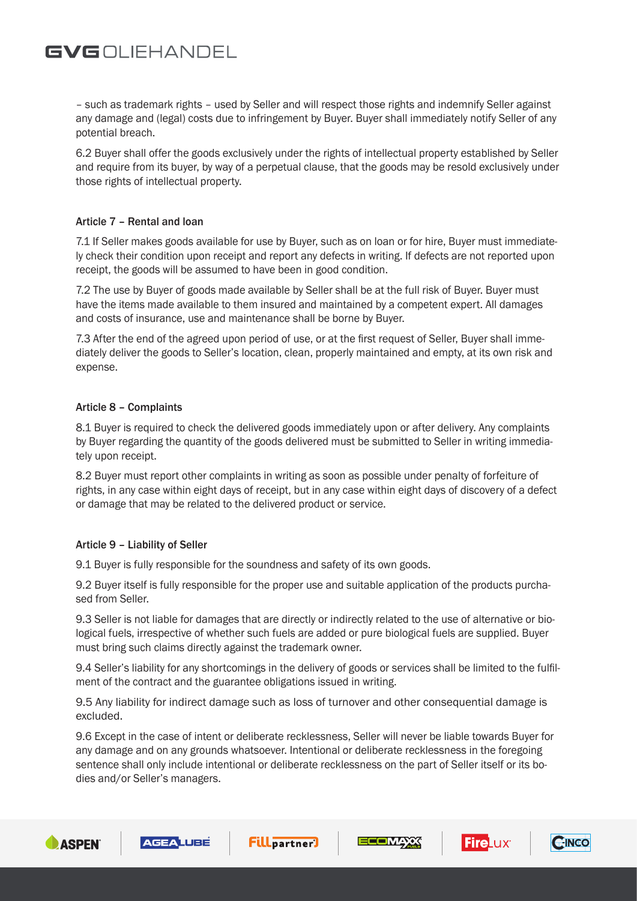– such as trademark rights – used by Seller and will respect those rights and indemnify Seller against any damage and (legal) costs due to infringement by Buyer. Buyer shall immediately notify Seller of any potential breach.

6.2 Buyer shall offer the goods exclusively under the rights of intellectual property established by Seller and require from its buyer, by way of a perpetual clause, that the goods may be resold exclusively under those rights of intellectual property.

## Article 7 – Rental and loan

7.1 If Seller makes goods available for use by Buyer, such as on loan or for hire, Buyer must immediately check their condition upon receipt and report any defects in writing. If defects are not reported upon receipt, the goods will be assumed to have been in good condition.

7.2 The use by Buyer of goods made available by Seller shall be at the full risk of Buyer. Buyer must have the items made available to them insured and maintained by a competent expert. All damages and costs of insurance, use and maintenance shall be borne by Buyer.

7.3 After the end of the agreed upon period of use, or at the first request of Seller, Buyer shall immediately deliver the goods to Seller's location, clean, properly maintained and empty, at its own risk and expense.

## Article 8 – Complaints

8.1 Buyer is required to check the delivered goods immediately upon or after delivery. Any complaints by Buyer regarding the quantity of the goods delivered must be submitted to Seller in writing immediately upon receipt.

8.2 Buyer must report other complaints in writing as soon as possible under penalty of forfeiture of rights, in any case within eight days of receipt, but in any case within eight days of discovery of a defect or damage that may be related to the delivered product or service.

## Article 9 – Liability of Seller

9.1 Buyer is fully responsible for the soundness and safety of its own goods.

9.2 Buyer itself is fully responsible for the proper use and suitable application of the products purchased from Seller.

9.3 Seller is not liable for damages that are directly or indirectly related to the use of alternative or biological fuels, irrespective of whether such fuels are added or pure biological fuels are supplied. Buyer must bring such claims directly against the trademark owner.

9.4 Seller's liability for any shortcomings in the delivery of goods or services shall be limited to the fulfilment of the contract and the guarantee obligations issued in writing.

9.5 Any liability for indirect damage such as loss of turnover and other consequential damage is excluded.

9.6 Except in the case of intent or deliberate recklessness, Seller will never be liable towards Buyer for any damage and on any grounds whatsoever. Intentional or deliberate recklessness in the foregoing sentence shall only include intentional or deliberate recklessness on the part of Seller itself or its bodies and/or Seller's managers.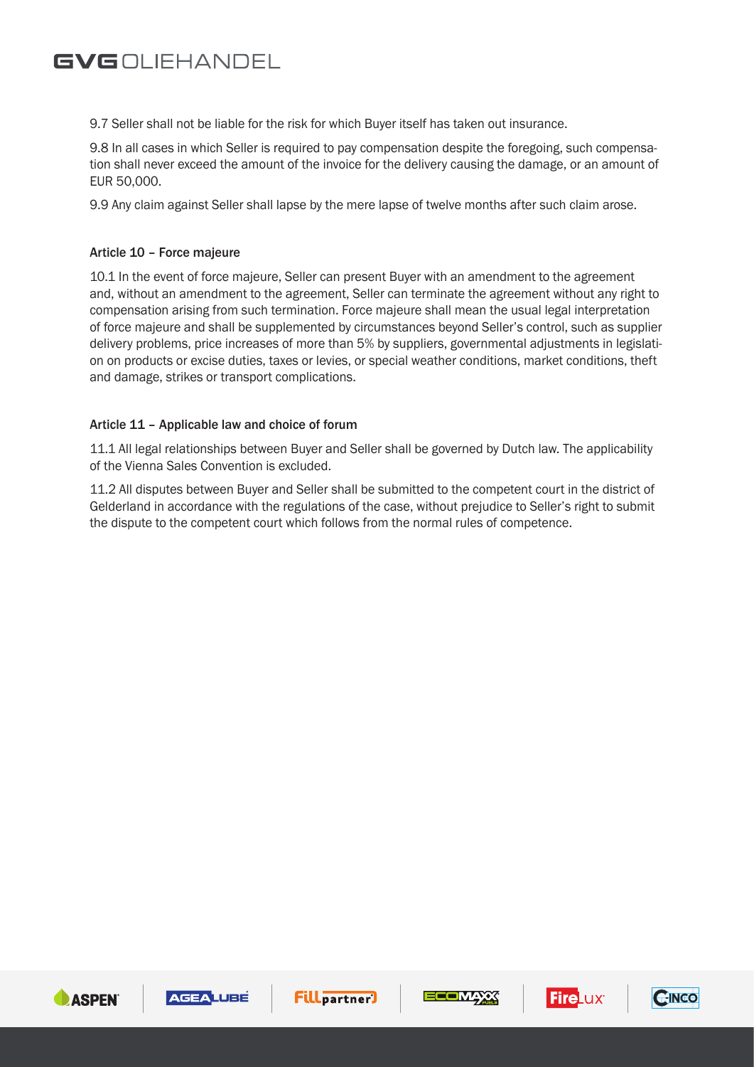9.7 Seller shall not be liable for the risk for which Buyer itself has taken out insurance.

9.8 In all cases in which Seller is required to pay compensation despite the foregoing, such compensation shall never exceed the amount of the invoice for the delivery causing the damage, or an amount of EUR 50,000.

9.9 Any claim against Seller shall lapse by the mere lapse of twelve months after such claim arose.

### Article 10 – Force majeure

10.1 In the event of force majeure, Seller can present Buyer with an amendment to the agreement and, without an amendment to the agreement, Seller can terminate the agreement without any right to compensation arising from such termination. Force majeure shall mean the usual legal interpretation of force majeure and shall be supplemented by circumstances beyond Seller's control, such as supplier delivery problems, price increases of more than 5% by suppliers, governmental adjustments in legislation on products or excise duties, taxes or levies, or special weather conditions, market conditions, theft and damage, strikes or transport complications.

### Article 11 – Applicable law and choice of forum

11.1 All legal relationships between Buyer and Seller shall be governed by Dutch law. The applicability of the Vienna Sales Convention is excluded.

11.2 All disputes between Buyer and Seller shall be submitted to the competent court in the district of Gelderland in accordance with the regulations of the case, without prejudice to Seller's right to submit the dispute to the competent court which follows from the normal rules of competence.